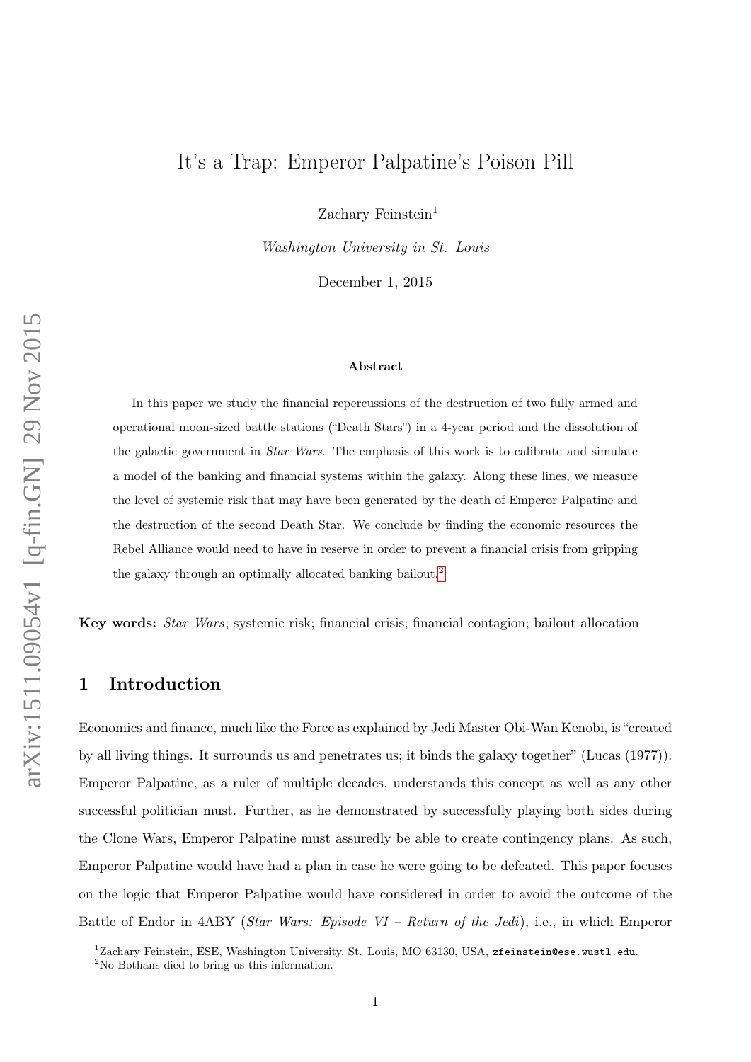# It's a Trap: Emperor Palpatine's Poison Pill

Zachary Feinstein[1]

*Washington University in St. Louis*

December 1, 2015

### Abstract

In this paper we study the financial repercussions of the destruction of two fully armed and operational moon-sized battle stations ("Death Stars") in a 4-year period and the dissolution of the galactic government in *Star Wars*. The emphasis of this work is to calibrate and simulate a model of the banking and financial systems within the galaxy. Along these lines, we measure the level of systemic risk that may have been generated by the death of Emperor Palpatine and the destruction of the second Death Star. We conclude by finding the economic resources the Rebel Alliance would need to have in reserve in order to prevent a financial crisis from gripping the galaxy through an optimally allocated banking bailout.[2]

**Key words:** *Star Wars*; systemic risk; financial crisis; financial contagion; bailout allocation

## 1 Introduction

Economics and finance, much like the Force as explained by Jedi Master Obi-Wan Kenobi, is "created by all living things. It surrounds us and penetrates us; it binds the galaxy together" (Lucas (1977)). Emperor Palpatine, as a ruler of multiple decades, understands this concept as well as any other successful politician must. Further, as he demonstrated by successfully playing both sides during the Clone Wars, Emperor Palpatine must assuredly be able to create contingency plans. As such, Emperor Palpatine would have had a plan in case he were going to be defeated. This paper focuses on the logic that Emperor Palpatine would have considered in order to avoid the outcome of the Battle of Endor in 4ABY (*Star Wars: Episode VI – Return of the Jedi*), i.e., in which Emperor

---

[1] Zachary Feinstein, ESE, Washington University, St. Louis, MO 63130, USA, zfeinstein@ese.wustl.edu.

[2] No Bothans died to bring us this information.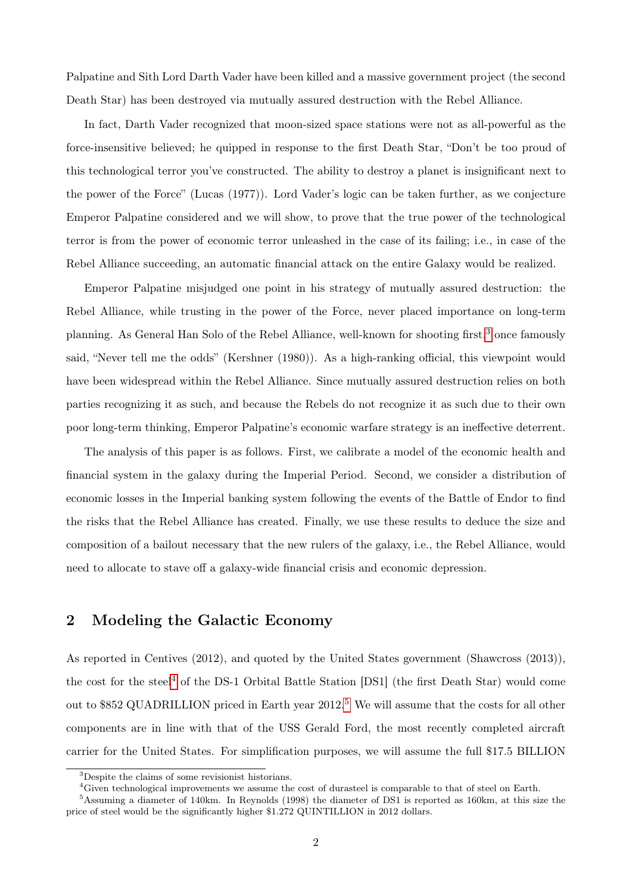Palpatine and Sith Lord Darth Vader have been killed and a massive government project (the second Death Star) has been destroyed via mutually assured destruction with the Rebel Alliance.

In fact, Darth Vader recognized that moon-sized space stations were not as all-powerful as the force-insensitive believed; he quipped in response to the first Death Star, "Don't be too proud of this technological terror you've constructed. The ability to destroy a planet is insignificant next to the power of the Force" (Lucas (1977)). Lord Vader's logic can be taken further, as we conjecture Emperor Palpatine considered and we will show, to prove that the true power of the technological terror is from the power of economic terror unleashed in the case of its failing; i.e., in case of the Rebel Alliance succeeding, an automatic financial attack on the entire Galaxy would be realized.

Emperor Palpatine misjudged one point in his strategy of mutually assured destruction: the Rebel Alliance, while trusting in the power of the Force, never placed importance on long-term planning. As General Han Solo of the Rebel Alliance, well-known for shooting first,[3] once famously said, "Never tell me the odds" (Kershner (1980)). As a high-ranking official, this viewpoint would have been widespread within the Rebel Alliance. Since mutually assured destruction relies on both parties recognizing it as such, and because the Rebels do not recognize it as such due to their own poor long-term thinking, Emperor Palpatine's economic warfare strategy is an ineffective deterrent.

The analysis of this paper is as follows. First, we calibrate a model of the economic health and financial system in the galaxy during the Imperial Period. Second, we consider a distribution of economic losses in the Imperial banking system following the events of the Battle of Endor to find the risks that the Rebel Alliance has created. Finally, we use these results to deduce the size and composition of a bailout necessary that the new rulers of the galaxy, i.e., the Rebel Alliance, would need to allocate to stave off a galaxy-wide financial crisis and economic depression.

## 2 Modeling the Galactic Economy

As reported in Centives (2012), and quoted by the United States government (Shawcross (2013)), the cost for the steel[4] of the DS-1 Orbital Battle Station [DS1] (the first Death Star) would come out to $852 QUADRILLION priced in Earth year 2012.[5] We will assume that the costs for all other components are in line with that of the USS Gerald Ford, the most recently completed aircraft carrier for the United States. For simplification purposes, we will assume the full $17.5 BILLION

---

[3] Despite the claims of some revisionist historians.

[4] Given technological improvements we assume the cost of durasteel is comparable to that of steel on Earth.

[5] Assuming a diameter of 140km. In Reynolds (1998) the diameter of DS1 is reported as 160km, at this size the price of steel would be the significantly higher $1.272 QUINTILLION in 2012 dollars.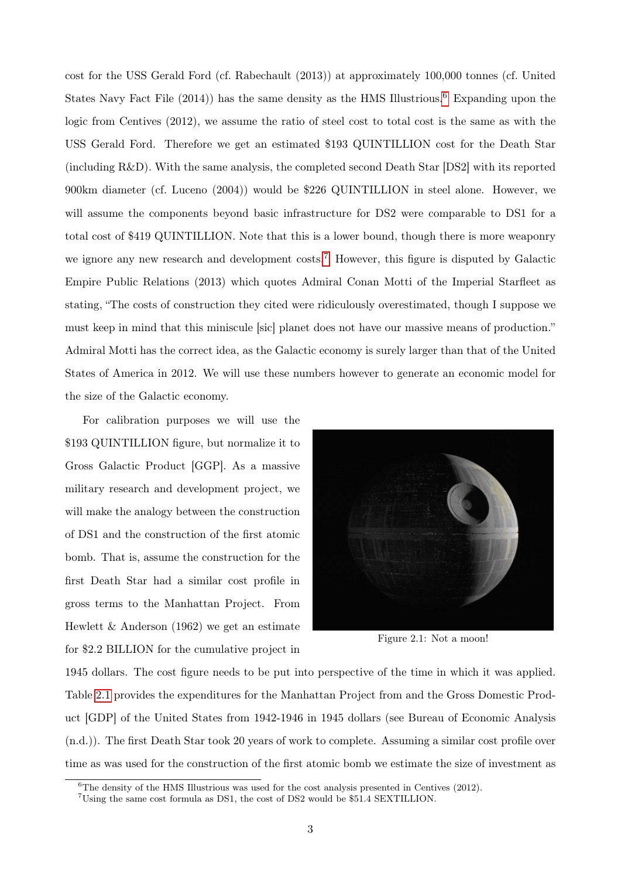cost for the USS Gerald Ford (cf. Rabechault (2013)) at approximately 100,000 tonnes (cf. United States Navy Fact File (2014)) has the same density as the HMS Illustrious.[6] Expanding upon the logic from Centives (2012), we assume the ratio of steel cost to total cost is the same as with the USS Gerald Ford. Therefore we get an estimated $193 QUINTILLION cost for the Death Star (including R&D). With the same analysis, the completed second Death Star [DS2] with its reported 900km diameter (cf. Luceno (2004)) would be $226 QUINTILLION in steel alone. However, we will assume the components beyond basic infrastructure for DS2 were comparable to DS1 for a total cost of $419 QUINTILLION. Note that this is a lower bound, though there is more weaponry we ignore any new research and development costs.[7] However, this figure is disputed by Galactic Empire Public Relations (2013) which quotes Admiral Conan Motti of the Imperial Starfleet as stating, "The costs of construction they cited were ridiculously overestimated, though I suppose we must keep in mind that this miniscule [sic] planet does not have our massive means of production." Admiral Motti has the correct idea, as the Galactic economy is surely larger than that of the United States of America in 2012. We will use these numbers however to generate an economic model for the size of the Galactic economy.

For calibration purposes we will use the $193 QUINTILLION figure, but normalize it to Gross Galactic Product [GGP]. As a massive military research and development project, we will make the analogy between the construction of DS1 and the construction of the first atomic bomb. That is, assume the construction for the first Death Star had a similar cost profile in gross terms to the Manhattan Project. From Hewlett & Anderson (1962) we get an estimate for $2.2 BILLION for the cumulative project in 1945 dollars. The cost figure needs to be put into perspective of the time in which it was applied. Table 2.1 provides the expenditures for the Manhattan Project from and the Gross Domestic Product [GDP] of the United States from 1942-1946 in 1945 dollars (see Bureau of Economic Analysis (n.d.)). The first Death Star took 20 years of work to complete. Assuming a similar cost profile over time as was used for the construction of the first atomic bomb we estimate the size of investment as

Figure 2.1: Not a moon!

[6] The density of the HMS Illustrious was used for the cost analysis presented in Centives (2012).

[7] Using the same cost formula as DS1, the cost of DS2 would be $51.4 SEXTILLION.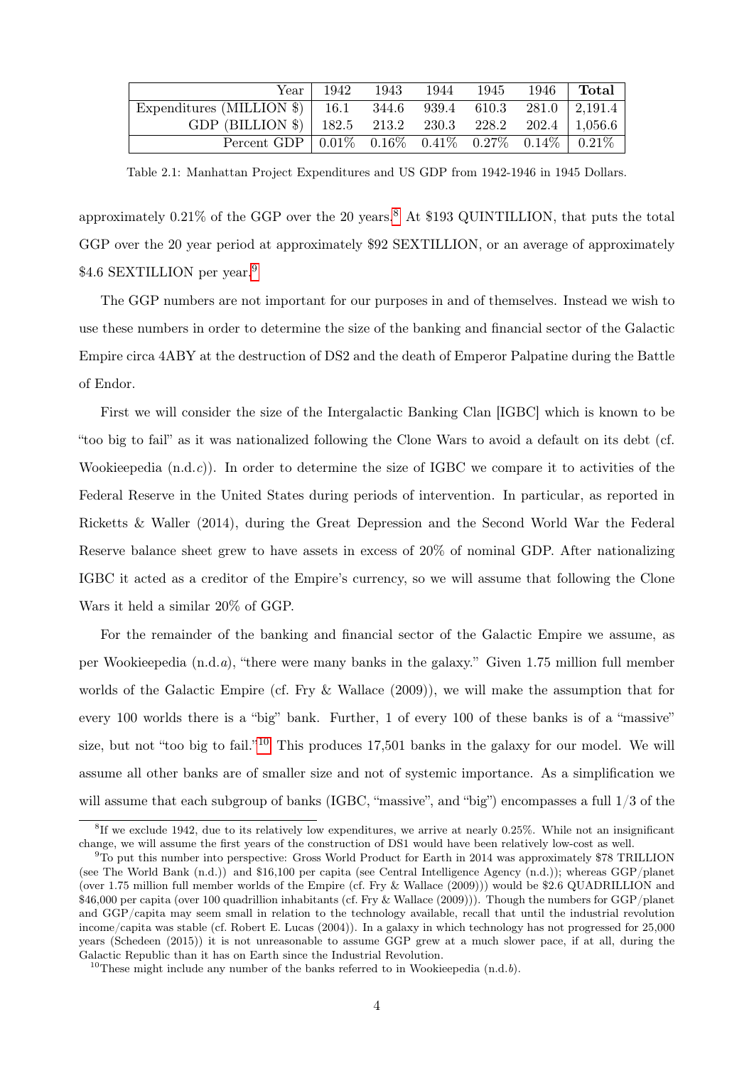| Year | 1942 | 1943 | 1944 | 1945 | 1946 | **Total** |
|---|---|---|---|---|---|---|
| Expenditures (MILLION $) | 16.1 | 344.6 | 939.4 | 610.3 | 281.0 | 2,191.4 |
| GDP (BILLION $) | 182.5 | 213.2 | 230.3 | 228.2 | 202.4 | 1,056.6 |
| Percent GDP | 0.01% | 0.16% | 0.41% | 0.27% | 0.14% | 0.21% |

Table 2.1: Manhattan Project Expenditures and US GDP from 1942-1946 in 1945 Dollars.

approximately 0.21% of the GGP over the 20 years.[8] At $193 QUINTILLION, that puts the total GGP over the 20 year period at approximately $92 SEXTILLION, or an average of approximately $4.6 SEXTILLION per year.[9]

The GGP numbers are not important for our purposes in and of themselves. Instead we wish to use these numbers in order to determine the size of the banking and financial sector of the Galactic Empire circa 4ABY at the destruction of DS2 and the death of Emperor Palpatine during the Battle of Endor.

First we will consider the size of the Intergalactic Banking Clan [IGBC] which is known to be "too big to fail" as it was nationalized following the Clone Wars to avoid a default on its debt (cf. Wookieepedia (n.d.*c*)). In order to determine the size of IGBC we compare it to activities of the Federal Reserve in the United States during periods of intervention. In particular, as reported in Ricketts & Waller (2014), during the Great Depression and the Second World War the Federal Reserve balance sheet grew to have assets in excess of 20% of nominal GDP. After nationalizing IGBC it acted as a creditor of the Empire's currency, so we will assume that following the Clone Wars it held a similar 20% of GGP.

For the remainder of the banking and financial sector of the Galactic Empire we assume, as per Wookieepedia (n.d.*a*), "there were many banks in the galaxy." Given 1.75 million full member worlds of the Galactic Empire (cf. Fry & Wallace (2009)), we will make the assumption that for every 100 worlds there is a "big" bank. Further, 1 of every 100 of these banks is of a "massive" size, but not "too big to fail."[10] This produces 17,501 banks in the galaxy for our model. We will assume all other banks are of smaller size and not of systemic importance. As a simplification we will assume that each subgroup of banks (IGBC, "massive", and "big") encompasses a full 1/3 of the

[8] If we exclude 1942, due to its relatively low expenditures, we arrive at nearly 0.25%. While not an insignificant change, we will assume the first years of the construction of DS1 would have been relatively low-cost as well.

[9] To put this number into perspective: Gross World Product for Earth in 2014 was approximately $78 TRILLION (see The World Bank (n.d.)) and $16,100 per capita (see Central Intelligence Agency (n.d.)); whereas GGP/planet (over 1.75 million full member worlds of the Empire (cf. Fry & Wallace (2009))) would be $2.6 QUADRILLION and $46,000 per capita (over 100 quadrillion inhabitants (cf. Fry & Wallace (2009))). Though the numbers for GGP/planet and GGP/capita may seem small in relation to the technology available, recall that until the industrial revolution income/capita was stable (cf. Robert E. Lucas (2004)). In a galaxy in which technology has not progressed for 25,000 years (Schedeen (2015)) it is not unreasonable to assume GGP grew at a much slower pace, if at all, during the Galactic Republic than it has on Earth since the Industrial Revolution.

[10] These might include any number of the banks referred to in Wookieepedia (n.d.*b*).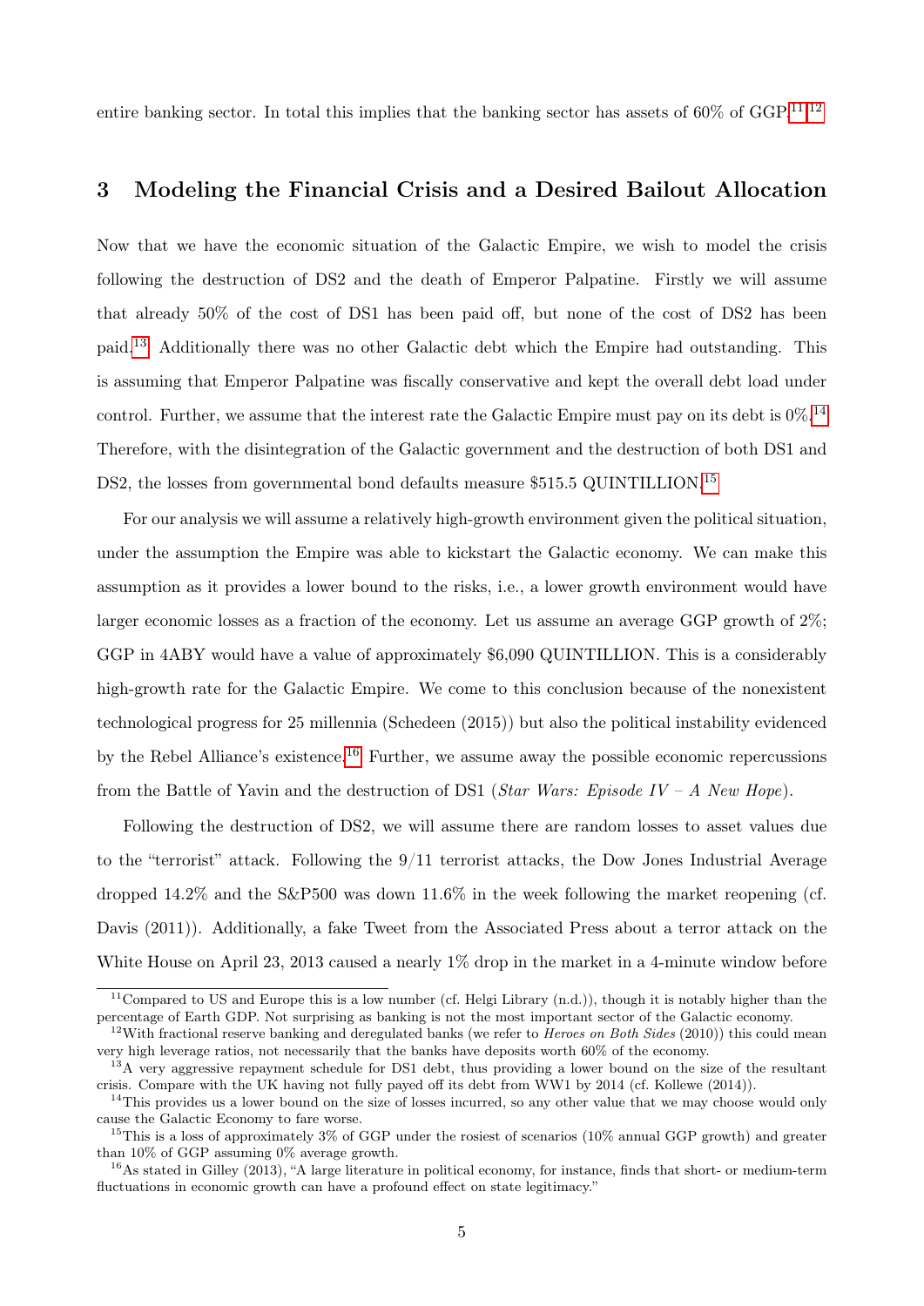entire banking sector. In total this implies that the banking sector has assets of 60% of GGP.[11,12]

## 3 Modeling the Financial Crisis and a Desired Bailout Allocation

Now that we have the economic situation of the Galactic Empire, we wish to model the crisis following the destruction of DS2 and the death of Emperor Palpatine. Firstly we will assume that already 50% of the cost of DS1 has been paid off, but none of the cost of DS2 has been paid.[13] Additionally there was no other Galactic debt which the Empire had outstanding. This is assuming that Emperor Palpatine was fiscally conservative and kept the overall debt load under control. Further, we assume that the interest rate the Galactic Empire must pay on its debt is 0%.[14] Therefore, with the disintegration of the Galactic government and the destruction of both DS1 and DS2, the losses from governmental bond defaults measure \$515.5 QUINTILLION.[15]

For our analysis we will assume a relatively high-growth environment given the political situation, under the assumption the Empire was able to kickstart the Galactic economy. We can make this assumption as it provides a lower bound to the risks, i.e., a lower growth environment would have larger economic losses as a fraction of the economy. Let us assume an average GGP growth of 2%; GGP in 4ABY would have a value of approximately \$6,090 QUINTILLION. This is a considerably high-growth rate for the Galactic Empire. We come to this conclusion because of the nonexistent technological progress for 25 millennia (Schedeen (2015)) but also the political instability evidenced by the Rebel Alliance's existence.[16] Further, we assume away the possible economic repercussions from the Battle of Yavin and the destruction of DS1 (*Star Wars: Episode IV – A New Hope*).

Following the destruction of DS2, we will assume there are random losses to asset values due to the "terrorist" attack. Following the 9/11 terrorist attacks, the Dow Jones Industrial Average dropped 14.2% and the S&P500 was down 11.6% in the week following the market reopening (cf. Davis (2011)). Additionally, a fake Tweet from the Associated Press about a terror attack on the White House on April 23, 2013 caused a nearly 1% drop in the market in a 4-minute window before

---

[11] Compared to US and Europe this is a low number (cf. Helgi Library (n.d.)), though it is notably higher than the percentage of Earth GDP. Not surprising as banking is not the most important sector of the Galactic economy.

[12] With fractional reserve banking and deregulated banks (we refer to *Heroes on Both Sides* (2010)) this could mean very high leverage ratios, not necessarily that the banks have deposits worth 60% of the economy.

[13] A very aggressive repayment schedule for DS1 debt, thus providing a lower bound on the size of the resultant crisis. Compare with the UK having not fully payed off its debt from WW1 by 2014 (cf. Kollewe (2014)).

[14] This provides us a lower bound on the size of losses incurred, so any other value that we may choose would only cause the Galactic Economy to fare worse.

[15] This is a loss of approximately 3% of GGP under the rosiest of scenarios (10% annual GGP growth) and greater than 10% of GGP assuming 0% average growth.

[16] As stated in Gilley (2013), "A large literature in political economy, for instance, finds that short- or medium-term fluctuations in economic growth can have a profound effect on state legitimacy."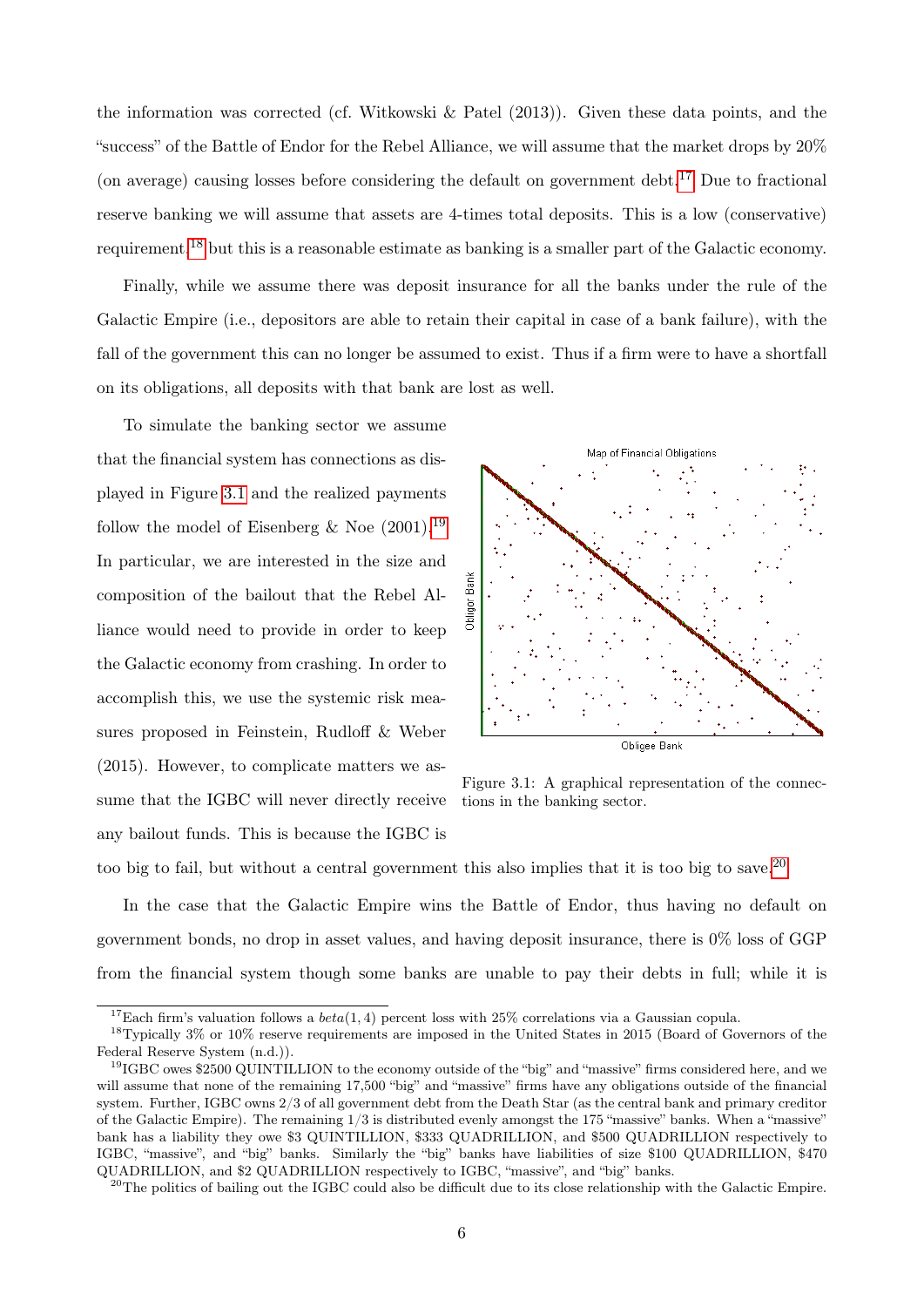the information was corrected (cf. Witkowski & Patel (2013)). Given these data points, and the "success" of the Battle of Endor for the Rebel Alliance, we will assume that the market drops by 20% (on average) causing losses before considering the default on government debt.[17] Due to fractional reserve banking we will assume that assets are 4-times total deposits. This is a low (conservative) requirement,[18] but this is a reasonable estimate as banking is a smaller part of the Galactic economy.

Finally, while we assume there was deposit insurance for all the banks under the rule of the Galactic Empire (i.e., depositors are able to retain their capital in case of a bank failure), with the fall of the government this can no longer be assumed to exist. Thus if a firm were to have a shortfall on its obligations, all deposits with that bank are lost as well.

To simulate the banking sector we assume that the financial system has connections as displayed in Figure 3.1 and the realized payments follow the model of Eisenberg & Noe (2001).[19] In particular, we are interested in the size and composition of the bailout that the Rebel Alliance would need to provide in order to keep the Galactic economy from crashing. In order to accomplish this, we use the systemic risk measures proposed in Feinstein, Rudloff & Weber (2015). However, to complicate matters we assume that the IGBC will never directly receive any bailout funds. This is because the IGBC is too big to fail, but without a central government this also implies that it is too big to save.[20]

Figure 3.1: A graphical representation of the connections in the banking sector.

In the case that the Galactic Empire wins the Battle of Endor, thus having no default on government bonds, no drop in asset values, and having deposit insurance, there is 0% loss of GGP from the financial system though some banks are unable to pay their debts in full; while it is

---

[17] Each firm's valuation follows a *beta*(1, 4) percent loss with 25% correlations via a Gaussian copula.

[18] Typically 3% or 10% reserve requirements are imposed in the United States in 2015 (Board of Governors of the Federal Reserve System (n.d.)).

[19] IGBC owes $2500 QUINTILLION to the economy outside of the "big" and "massive" firms considered here, and we will assume that none of the remaining 17,500 "big" and "massive" firms have any obligations outside of the financial system. Further, IGBC owns 2/3 of all government debt from the Death Star (as the central bank and primary creditor of the Galactic Empire). The remaining 1/3 is distributed evenly amongst the 175 "massive" banks. When a "massive" bank has a liability they owe $3 QUINTILLION, $333 QUADRILLION, and $500 QUADRILLION respectively to IGBC, "massive", and "big" banks. Similarly the "big" banks have liabilities of size $100 QUADRILLION, $470 QUADRILLION, and $2 QUADRILLION respectively to IGBC, "massive", and "big" banks.

[20] The politics of bailing out the IGBC could also be difficult due to its close relationship with the Galactic Empire.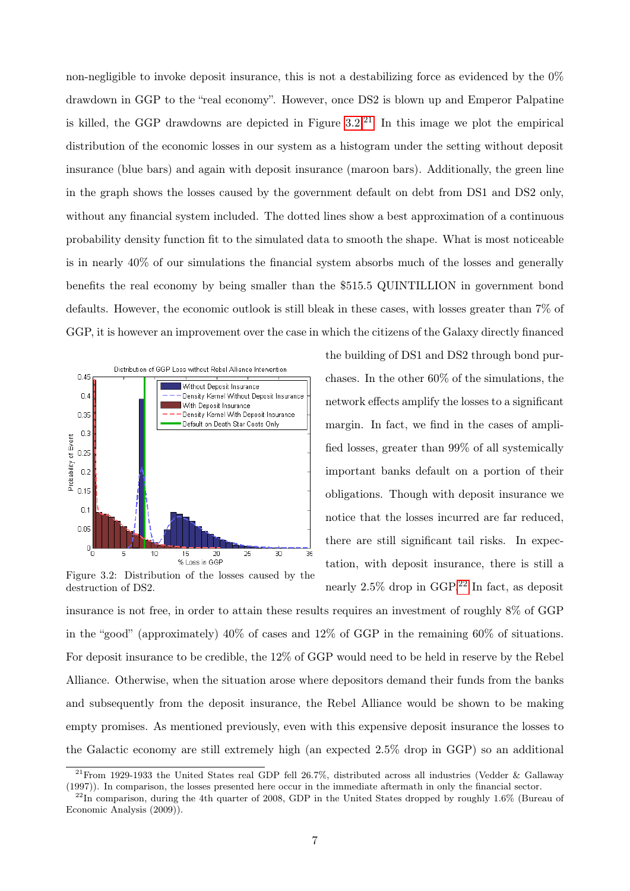non-negligible to invoke deposit insurance, this is not a destabilizing force as evidenced by the 0% drawdown in GGP to the "real economy". However, once DS2 is blown up and Emperor Palpatine is killed, the GGP drawdowns are depicted in Figure 3.2.[21] In this image we plot the empirical distribution of the economic losses in our system as a histogram under the setting without deposit insurance (blue bars) and again with deposit insurance (maroon bars). Additionally, the green line in the graph shows the losses caused by the government default on debt from DS1 and DS2 only, without any financial system included. The dotted lines show a best approximation of a continuous probability density function fit to the simulated data to smooth the shape. What is most noticeable is in nearly 40% of our simulations the financial system absorbs much of the losses and generally benefits the real economy by being smaller than the $515.5 QUINTILLION in government bond defaults. However, the economic outlook is still bleak in these cases, with losses greater than 7% of GGP, it is however an improvement over the case in which the citizens of the Galaxy directly financed the building of DS1 and DS2 through bond purchases. In the other 60% of the simulations, the network effects amplify the losses to a significant margin. In fact, we find in the cases of amplified losses, greater than 99% of all systemically important banks default on a portion of their obligations. Though with deposit insurance we notice that the losses incurred are far reduced, there are still significant tail risks. In expectation, with deposit insurance, there is still a nearly 2.5% drop in GGP.[22] In fact, as deposit insurance is not free, in order to attain these results requires an investment of roughly 8% of GGP in the "good" (approximately) 40% of cases and 12% of GGP in the remaining 60% of situations. For deposit insurance to be credible, the 12% of GGP would need to be held in reserve by the Rebel Alliance. Otherwise, when the situation arose where depositors demand their funds from the banks and subsequently from the deposit insurance, the Rebel Alliance would be shown to be making empty promises. As mentioned previously, even with this expensive deposit insurance the losses to the Galactic economy are still extremely high (an expected 2.5% drop in GGP) so an additional

Figure 3.2: Distribution of the losses caused by the destruction of DS2.

[21] From 1929-1933 the United States real GDP fell 26.7%, distributed across all industries (Vedder & Gallaway (1997)). In comparison, the losses presented here occur in the immediate aftermath in only the financial sector.

[22] In comparison, during the 4th quarter of 2008, GDP in the United States dropped by roughly 1.6% (Bureau of Economic Analysis (2009)).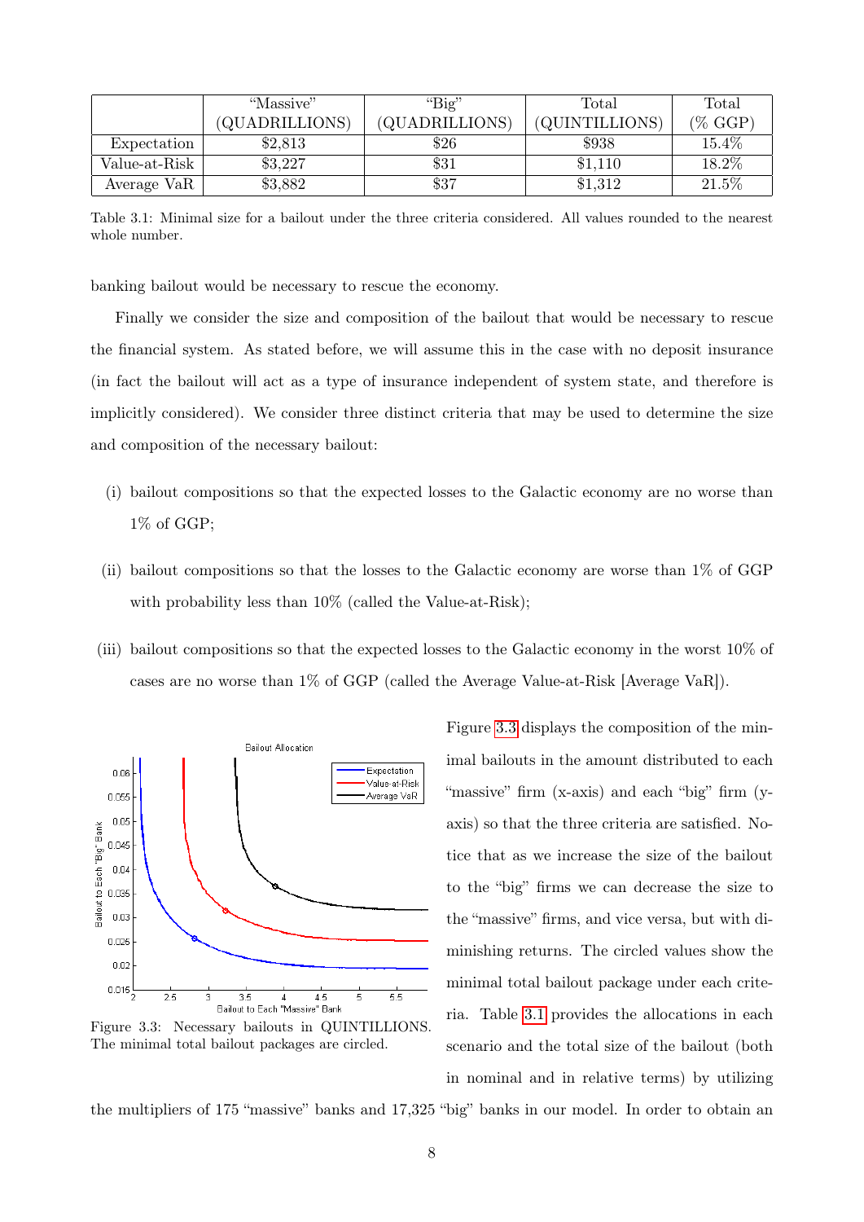|  | "Massive" (QUADRILLIONS) | "Big" (QUADRILLIONS) | Total (QUINTILLIONS) | Total (% GGP) |
|---|---|---|---|---|
| Expectation | $2,813 | $26 | $938 | 15.4% |
| Value-at-Risk | $3,227 | $31 | $1,110 | 18.2% |
| Average VaR | $3,882 | $37 | $1,312 | 21.5% |

Table 3.1: Minimal size for a bailout under the three criteria considered. All values rounded to the nearest whole number.

banking bailout would be necessary to rescue the economy.

Finally we consider the size and composition of the bailout that would be necessary to rescue the financial system. As stated before, we will assume this in the case with no deposit insurance (in fact the bailout will act as a type of insurance independent of system state, and therefore is implicitly considered). We consider three distinct criteria that may be used to determine the size and composition of the necessary bailout:

(i) bailout compositions so that the expected losses to the Galactic economy are no worse than 1% of GGP;

(ii) bailout compositions so that the losses to the Galactic economy are worse than 1% of GGP with probability less than 10% (called the Value-at-Risk);

(iii) bailout compositions so that the expected losses to the Galactic economy in the worst 10% of cases are no worse than 1% of GGP (called the Average Value-at-Risk [Average VaR]).

Figure 3.3: Necessary bailouts in QUINTILLIONS. The minimal total bailout packages are circled.

Figure 3.3 displays the composition of the minimal bailouts in the amount distributed to each "massive" firm (x-axis) and each "big" firm (y-axis) so that the three criteria are satisfied. Notice that as we increase the size of the bailout to the "big" firms we can decrease the size to the "massive" firms, and vice versa, but with diminishing returns. The circled values show the minimal total bailout package under each criteria. Table 3.1 provides the allocations in each scenario and the total size of the bailout (both in nominal and in relative terms) by utilizing the multipliers of 175 "massive" banks and 17,325 "big" banks in our model. In order to obtain an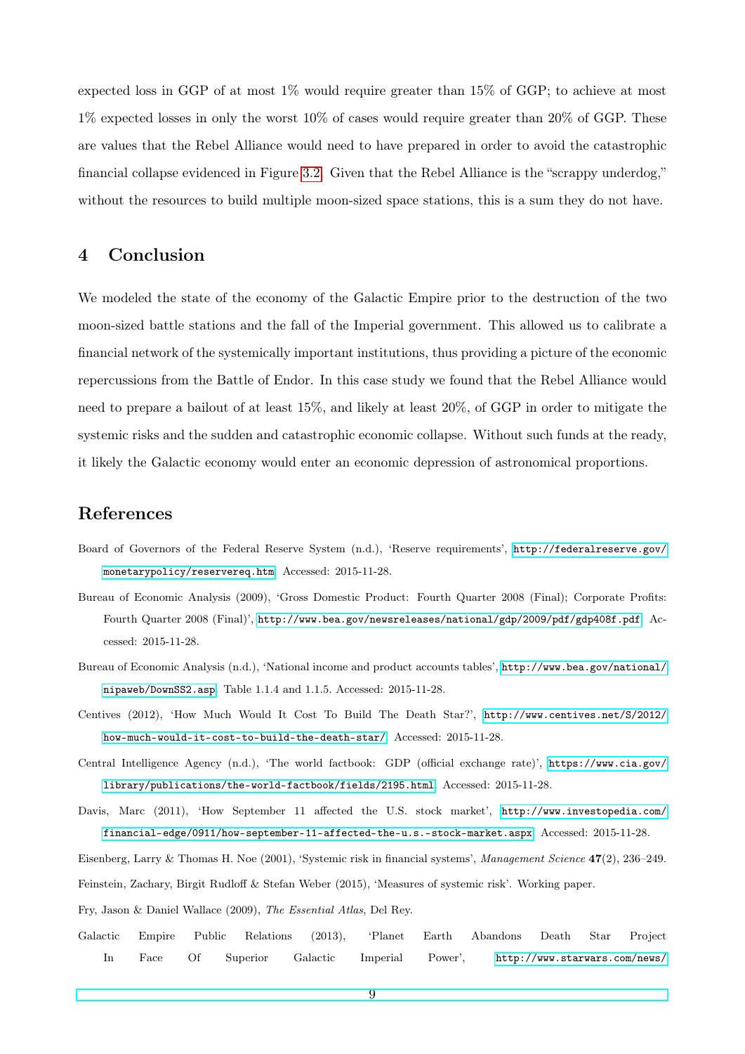expected loss in GGP of at most 1% would require greater than 15% of GGP; to achieve at most 1% expected losses in only the worst 10% of cases would require greater than 20% of GGP. These are values that the Rebel Alliance would need to have prepared in order to avoid the catastrophic financial collapse evidenced in Figure 3.2. Given that the Rebel Alliance is the "scrappy underdog," without the resources to build multiple moon-sized space stations, this is a sum they do not have.

## 4 Conclusion

We modeled the state of the economy of the Galactic Empire prior to the destruction of the two moon-sized battle stations and the fall of the Imperial government. This allowed us to calibrate a financial network of the systemically important institutions, thus providing a picture of the economic repercussions from the Battle of Endor. In this case study we found that the Rebel Alliance would need to prepare a bailout of at least 15%, and likely at least 20%, of GGP in order to mitigate the systemic risks and the sudden and catastrophic economic collapse. Without such funds at the ready, it likely the Galactic economy would enter an economic depression of astronomical proportions.

## References

Board of Governors of the Federal Reserve System (n.d.), 'Reserve requirements', http://federalreserve.gov/monetarypolicy/reservereq.htm. Accessed: 2015-11-28.

Bureau of Economic Analysis (2009), 'Gross Domestic Product: Fourth Quarter 2008 (Final); Corporate Profits: Fourth Quarter 2008 (Final)', http://www.bea.gov/newsreleases/national/gdp/2009/pdf/gdp408f.pdf. Accessed: 2015-11-28.

Bureau of Economic Analysis (n.d.), 'National income and product accounts tables', http://www.bea.gov/national/nipaweb/DownSS2.asp. Table 1.1.4 and 1.1.5. Accessed: 2015-11-28.

Centives (2012), 'How Much Would It Cost To Build The Death Star?', http://www.centives.net/S/2012/how-much-would-it-cost-to-build-the-death-star/. Accessed: 2015-11-28.

Central Intelligence Agency (n.d.), 'The world factbook: GDP (official exchange rate)', https://www.cia.gov/library/publications/the-world-factbook/fields/2195.html. Accessed: 2015-11-28.

Davis, Marc (2011), 'How September 11 affected the U.S. stock market', http://www.investopedia.com/financial-edge/0911/how-september-11-affected-the-u.s.-stock-market.aspx. Accessed: 2015-11-28.

Eisenberg, Larry & Thomas H. Noe (2001), 'Systemic risk in financial systems', *Management Science* **47**(2), 236–249.

Feinstein, Zachary, Birgit Rudloff & Stefan Weber (2015), 'Measures of systemic risk'. Working paper.

Fry, Jason & Daniel Wallace (2009), *The Essential Atlas*, Del Rey.

Galactic Empire Public Relations (2013), 'Planet Earth Abandons Death Star Project In Face Of Superior Galactic Imperial Power', http://www.starwars.com/news/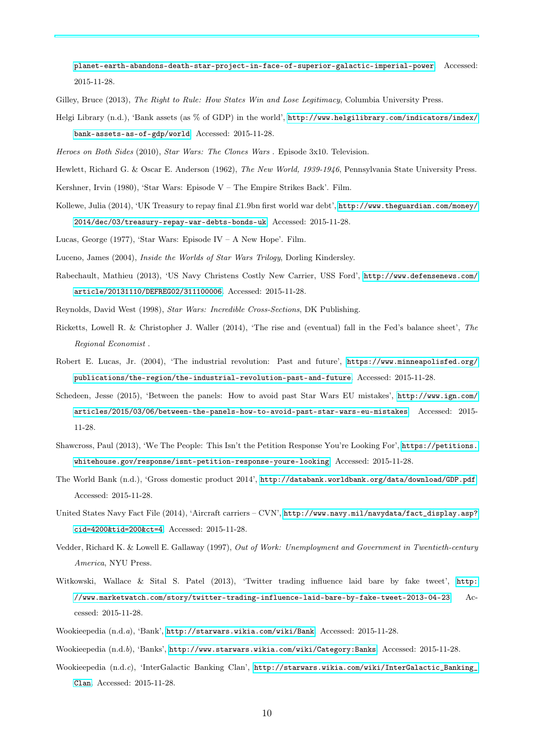planet-earth-abandons-death-star-project-in-face-of-superior-galactic-imperial-power Accessed: 2015-11-28.

Gilley, Bruce (2013), *The Right to Rule: How States Win and Lose Legitimacy*, Columbia University Press.

Helgi Library (n.d.), 'Bank assets (as % of GDP) in the world', http://www.helgilibrary.com/indicators/index/bank-assets-as-of-gdp/world Accessed: 2015-11-28.

*Heroes on Both Sides* (2010), *Star Wars: The Clones Wars* . Episode 3x10. Television.

Hewlett, Richard G. & Oscar E. Anderson (1962), *The New World, 1939-1946*, Pennsylvania State University Press.

Kershner, Irvin (1980), 'Star Wars: Episode V – The Empire Strikes Back'. Film.

Kollewe, Julia (2014), 'UK Treasury to repay final £1.9bn first world war debt', http://www.theguardian.com/money/2014/dec/03/treasury-repay-war-debts-bonds-uk Accessed: 2015-11-28.

Lucas, George (1977), 'Star Wars: Episode IV – A New Hope'. Film.

Luceno, James (2004), *Inside the Worlds of Star Wars Trilogy*, Dorling Kindersley.

Rabechault, Mathieu (2013), 'US Navy Christens Costly New Carrier, USS Ford', http://www.defensenews.com/article/20131110/DEFREG02/311100006 Accessed: 2015-11-28.

Reynolds, David West (1998), *Star Wars: Incredible Cross-Sections*, DK Publishing.

Ricketts, Lowell R. & Christopher J. Waller (2014), 'The rise and (eventual) fall in the Fed's balance sheet', *The Regional Economist* .

Robert E. Lucas, Jr. (2004), 'The industrial revolution: Past and future', https://www.minneapolisfed.org/publications/the-region/the-industrial-revolution-past-and-future Accessed: 2015-11-28.

Schedeen, Jesse (2015), 'Between the panels: How to avoid past Star Wars EU mistakes', http://www.ign.com/articles/2015/03/06/between-the-panels-how-to-avoid-past-star-wars-eu-mistakes Accessed: 2015-11-28.

Shawcross, Paul (2013), 'We The People: This Isn't the Petition Response You're Looking For', https://petitions.whitehouse.gov/response/isnt-petition-response-youre-looking Accessed: 2015-11-28.

The World Bank (n.d.), 'Gross domestic product 2014', http://databank.worldbank.org/data/download/GDP.pdf Accessed: 2015-11-28.

United States Navy Fact File (2014), 'Aircraft carriers – CVN', http://www.navy.mil/navydata/fact_display.asp?cid=4200&tid=200&ct=4 Accessed: 2015-11-28.

Vedder, Richard K. & Lowell E. Gallaway (1997), *Out of Work: Unemployment and Government in Twentieth-century America*, NYU Press.

Witkowski, Wallace & Sital S. Patel (2013), 'Twitter trading influence laid bare by fake tweet', http://www.marketwatch.com/story/twitter-trading-influence-laid-bare-by-fake-tweet-2013-04-23 Accessed: 2015-11-28.

Wookieepedia (n.d.*a*), 'Bank', http://starwars.wikia.com/wiki/Bank Accessed: 2015-11-28.

Wookieepedia (n.d.*b*), 'Banks', http://www.starwars.wikia.com/wiki/Category:Banks Accessed: 2015-11-28.

Wookieepedia (n.d.*c*), 'InterGalactic Banking Clan', http://starwars.wikia.com/wiki/InterGalactic_Banking_Clan Accessed: 2015-11-28.